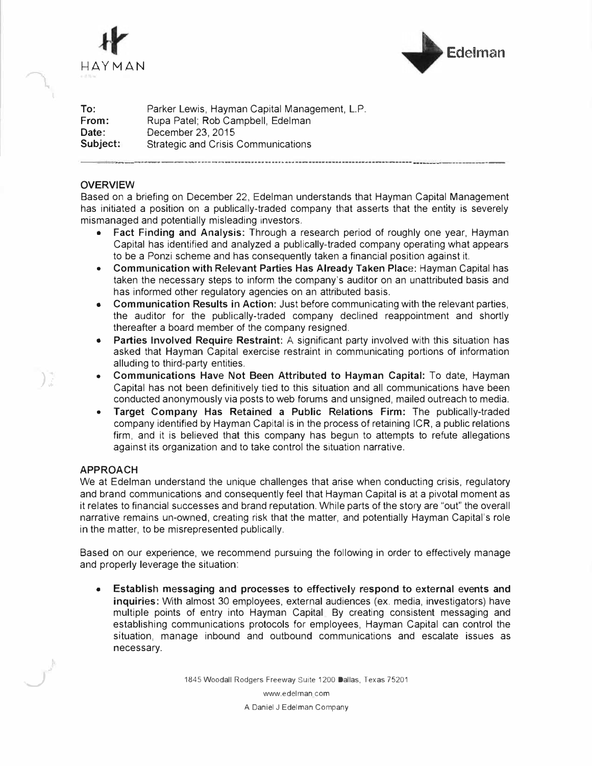HAYMAN

Edelman

**To:** Parker Lewis, Hayman Capital Management, L.P.
**From:** Rupa Patel; Rob Campbell, Edelman
**Date:** December 23, 2015
**Subject:** Strategic and Crisis Communications

---

## OVERVIEW

Based on a briefing on December 22, Edelman understands that Hayman Capital Management has initiated a position on a publically-traded company that asserts that the entity is severely mismanaged and potentially misleading investors.

- **Fact Finding and Analysis:** Through a research period of roughly one year, Hayman Capital has identified and analyzed a publically-traded company operating what appears to be a Ponzi scheme and has consequently taken a financial position against it.
- **Communication with Relevant Parties Has Already Taken Place:** Hayman Capital has taken the necessary steps to inform the company's auditor on an unattributed basis and has informed other regulatory agencies on an attributed basis.
- **Communication Results in Action:** Just before communicating with the relevant parties, the auditor for the publically-traded company declined reappointment and shortly thereafter a board member of the company resigned.
- **Parties Involved Require Restraint:** A significant party involved with this situation has asked that Hayman Capital exercise restraint in communicating portions of information alluding to third-party entities.
- **Communications Have Not Been Attributed to Hayman Capital:** To date, Hayman Capital has not been definitively tied to this situation and all communications have been conducted anonymously via posts to web forums and unsigned, mailed outreach to media.
- **Target Company Has Retained a Public Relations Firm:** The publically-traded company identified by Hayman Capital is in the process of retaining ICR, a public relations firm, and it is believed that this company has begun to attempts to refute allegations against its organization and to take control the situation narrative.

## APPROACH

We at Edelman understand the unique challenges that arise when conducting crisis, regulatory and brand communications and consequently feel that Hayman Capital is at a pivotal moment as it relates to financial successes and brand reputation. While parts of the story are "out" the overall narrative remains un-owned, creating risk that the matter, and potentially Hayman Capital's role in the matter, to be misrepresented publically.

Based on our experience, we recommend pursuing the following in order to effectively manage and properly leverage the situation:

- **Establish messaging and processes to effectively respond to external events and inquiries:** With almost 30 employees, external audiences (ex. media, investigators) have multiple points of entry into Hayman Capital. By creating consistent messaging and establishing communications protocols for employees, Hayman Capital can control the situation, manage inbound and outbound communications and escalate issues as necessary.

1845 Woodall Rodgers Freeway Suite 1200 Dallas, Texas 75201
www.edelman.com
A Daniel J Edelman Company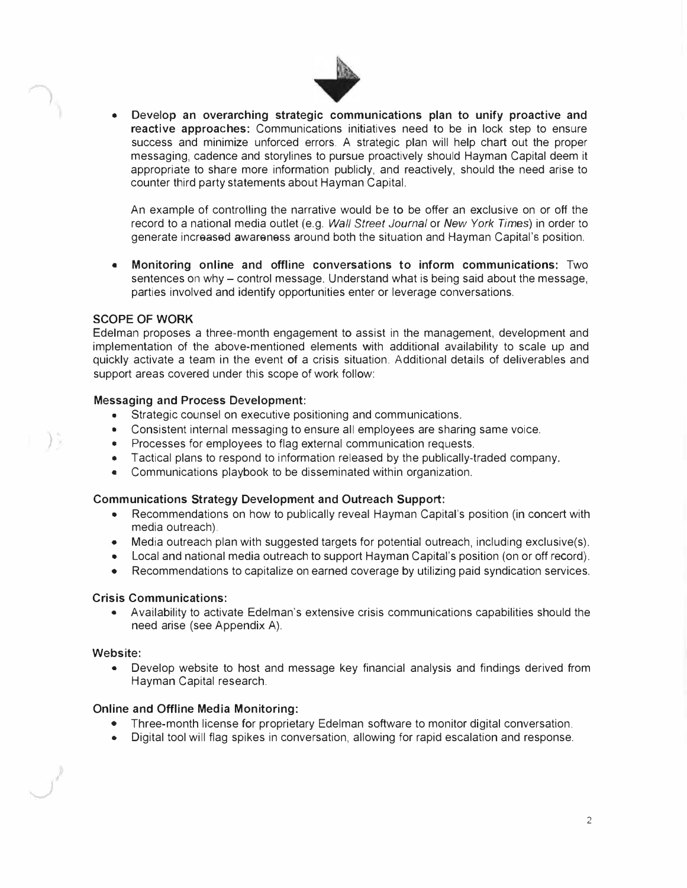- **Develop an overarching strategic communications plan to unify proactive and reactive approaches:** Communications initiatives need to be in lock step to ensure success and minimize unforced errors. A strategic plan will help chart out the proper messaging, cadence and storylines to pursue proactively should Hayman Capital deem it appropriate to share more information publicly, and reactively, should the need arise to counter third party statements about Hayman Capital.

  An example of controlling the narrative would be to be offer an exclusive on or off the record to a national media outlet (e.g. *Wall Street Journal* or *New York Times*) in order to generate increased awareness around both the situation and Hayman Capital's position.

- **Monitoring online and offline conversations to inform communications:** Two sentences on why – control message. Understand what is being said about the message, parties involved and identify opportunities enter or leverage conversations.

## SCOPE OF WORK

Edelman proposes a three-month engagement to assist in the management, development and implementation of the above-mentioned elements with additional availability to scale up and quickly activate a team in the event of a crisis situation. Additional details of deliverables and support areas covered under this scope of work follow:

### Messaging and Process Development:

- Strategic counsel on executive positioning and communications.
- Consistent internal messaging to ensure all employees are sharing same voice.
- Processes for employees to flag external communication requests.
- Tactical plans to respond to information released by the publically-traded company.
- Communications playbook to be disseminated within organization.

### Communications Strategy Development and Outreach Support:

- Recommendations on how to publically reveal Hayman Capital's position (in concert with media outreach).
- Media outreach plan with suggested targets for potential outreach, including exclusive(s).
- Local and national media outreach to support Hayman Capital's position (on or off record).
- Recommendations to capitalize on earned coverage by utilizing paid syndication services.

### Crisis Communications:

- Availability to activate Edelman's extensive crisis communications capabilities should the need arise (see Appendix A).

### Website:

- Develop website to host and message key financial analysis and findings derived from Hayman Capital research.

### Online and Offline Media Monitoring:

- Three-month license for proprietary Edelman software to monitor digital conversation.
- Digital tool will flag spikes in conversation, allowing for rapid escalation and response.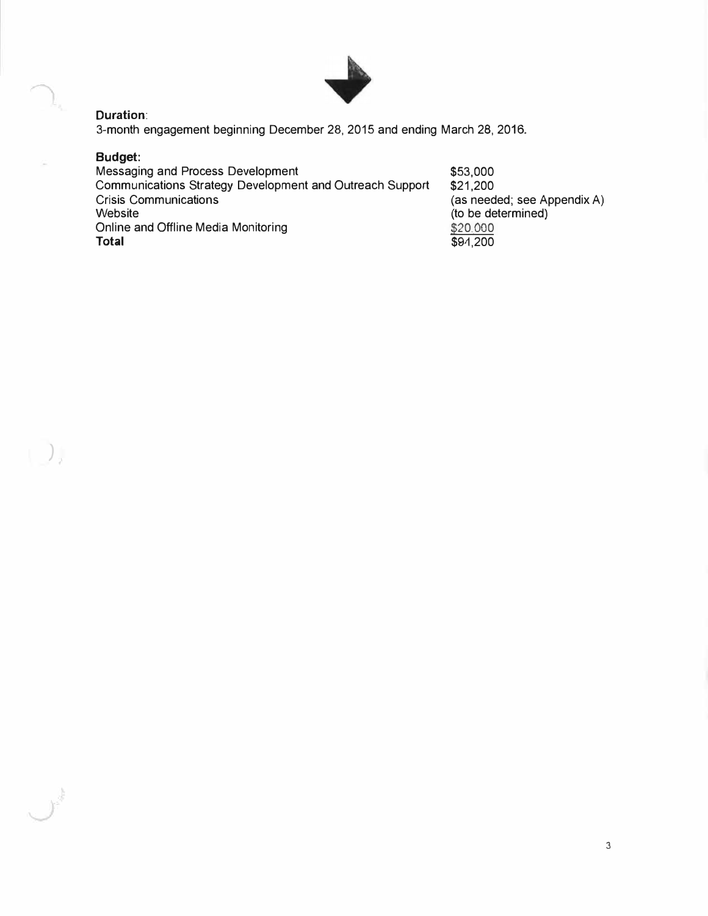**Duration**:
3-month engagement beginning December 28, 2015 and ending March 28, 2016.

**Budget:**

| | |
|---|---|
| Messaging and Process Development | $53,000 |
| Communications Strategy Development and Outreach Support | $21,200 |
| Crisis Communications | (as needed; see Appendix A) |
| Website | (to be determined) |
| Online and Offline Media Monitoring | $20,000 |
| **Total** | $94,200 |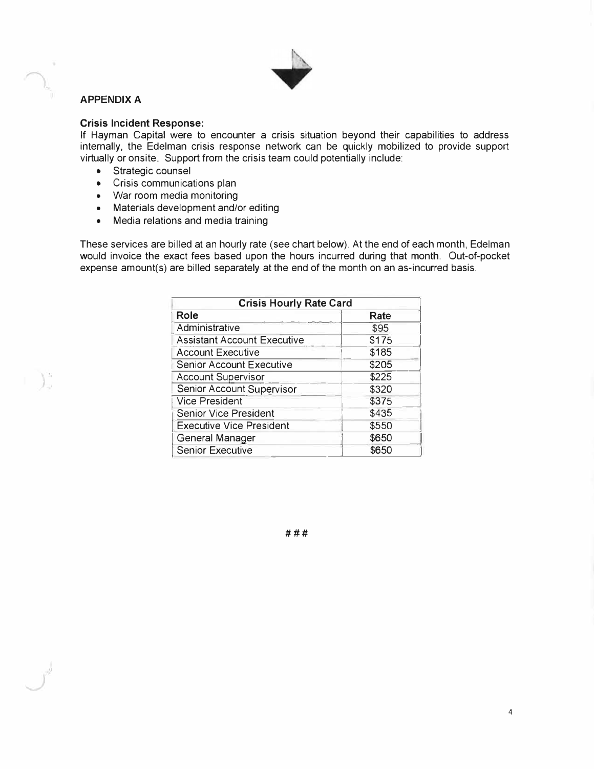## APPENDIX A

**Crisis Incident Response:**
If Hayman Capital were to encounter a crisis situation beyond their capabilities to address internally, the Edelman crisis response network can be quickly mobilized to provide support virtually or onsite. Support from the crisis team could potentially include:

- Strategic counsel
- Crisis communications plan
- War room media monitoring
- Materials development and/or editing
- Media relations and media training

These services are billed at an hourly rate (see chart below). At the end of each month, Edelman would invoice the exact fees based upon the hours incurred during that month. Out-of-pocket expense amount(s) are billed separately at the end of the month on an as-incurred basis.

| Crisis Hourly Rate Card | |
|---|---|
| **Role** | **Rate** |
| Administrative | $95 |
| Assistant Account Executive | $175 |
| Account Executive | $185 |
| Senior Account Executive | $205 |
| Account Supervisor | $225 |
| Senior Account Supervisor | $320 |
| Vice President | $375 |
| Senior Vice President | $435 |
| Executive Vice President | $550 |
| General Manager | $650 |
| Senior Executive | $650 |

###